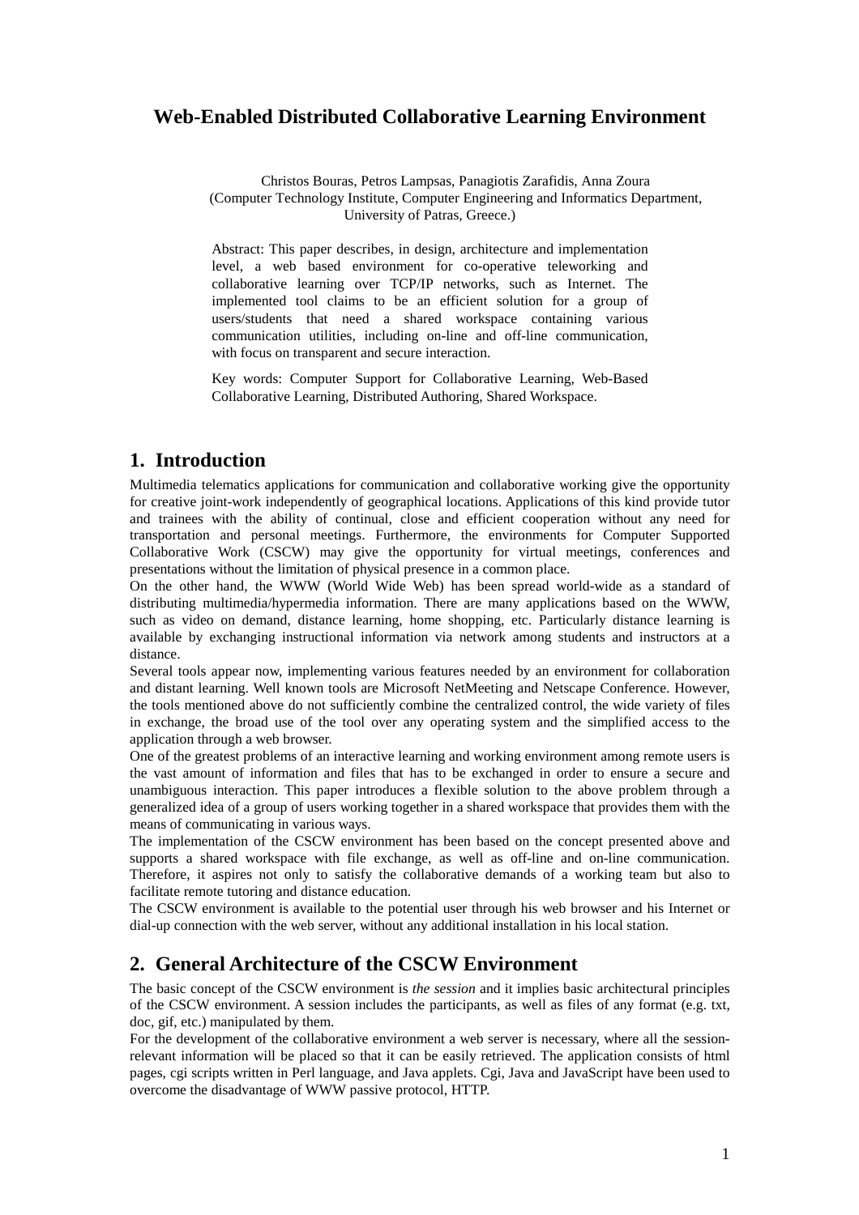# Web-Enabled Distributed Collaborative Learning Environment

Christos Bouras, Petros Lampsas, Panagiotis Zarafidis, Anna Zoura
(Computer Technology Institute, Computer Engineering and Informatics Department, University of Patras, Greece.)

Abstract: This paper describes, in design, architecture and implementation level, a web based environment for co-operative teleworking and collaborative learning over TCP/IP networks, such as Internet. The implemented tool claims to be an efficient solution for a group of users/students that need a shared workspace containing various communication utilities, including on-line and off-line communication, with focus on transparent and secure interaction.

Key words: Computer Support for Collaborative Learning, Web-Based Collaborative Learning, Distributed Authoring, Shared Workspace.

## 1. Introduction

Multimedia telematics applications for communication and collaborative working give the opportunity for creative joint-work independently of geographical locations. Applications of this kind provide tutor and trainees with the ability of continual, close and efficient cooperation without any need for transportation and personal meetings. Furthermore, the environments for Computer Supported Collaborative Work (CSCW) may give the opportunity for virtual meetings, conferences and presentations without the limitation of physical presence in a common place.

On the other hand, the WWW (World Wide Web) has been spread world-wide as a standard of distributing multimedia/hypermedia information. There are many applications based on the WWW, such as video on demand, distance learning, home shopping, etc. Particularly distance learning is available by exchanging instructional information via network among students and instructors at a distance.

Several tools appear now, implementing various features needed by an environment for collaboration and distant learning. Well known tools are Microsoft NetMeeting and Netscape Conference. However, the tools mentioned above do not sufficiently combine the centralized control, the wide variety of files in exchange, the broad use of the tool over any operating system and the simplified access to the application through a web browser.

One of the greatest problems of an interactive learning and working environment among remote users is the vast amount of information and files that has to be exchanged in order to ensure a secure and unambiguous interaction. This paper introduces a flexible solution to the above problem through a generalized idea of a group of users working together in a shared workspace that provides them with the means of communicating in various ways.

The implementation of the CSCW environment has been based on the concept presented above and supports a shared workspace with file exchange, as well as off-line and on-line communication. Therefore, it aspires not only to satisfy the collaborative demands of a working team but also to facilitate remote tutoring and distance education.

The CSCW environment is available to the potential user through his web browser and his Internet or dial-up connection with the web server, without any additional installation in his local station.

## 2. General Architecture of the CSCW Environment

The basic concept of the CSCW environment is *the session* and it implies basic architectural principles of the CSCW environment. A session includes the participants, as well as files of any format (e.g. txt, doc, gif, etc.) manipulated by them.

For the development of the collaborative environment a web server is necessary, where all the session-relevant information will be placed so that it can be easily retrieved. The application consists of html pages, cgi scripts written in Perl language, and Java applets. Cgi, Java and JavaScript have been used to overcome the disadvantage of WWW passive protocol, HTTP.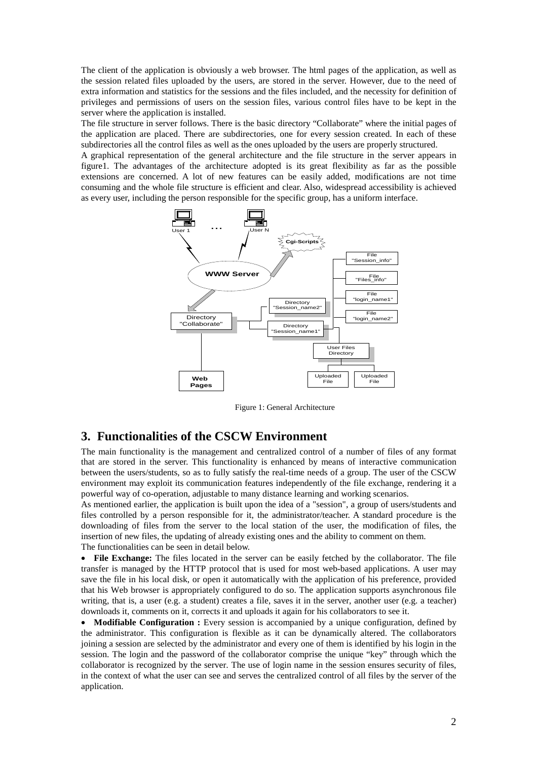The client of the application is obviously a web browser. The html pages of the application, as well as the session related files uploaded by the users, are stored in the server. However, due to the need of extra information and statistics for the sessions and the files included, and the necessity for definition of privileges and permissions of users on the session files, various control files have to be kept in the server where the application is installed.

The file structure in server follows. There is the basic directory "Collaborate" where the initial pages of the application are placed. There are subdirectories, one for every session created. In each of these subdirectories all the control files as well as the ones uploaded by the users are properly structured.

A graphical representation of the general architecture and the file structure in the server appears in figure1. The advantages of the architecture adopted is its great flexibility as far as the possible extensions are concerned. A lot of new features can be easily added, modifications are not time consuming and the whole file structure is efficient and clear. Also, widespread accessibility is achieved as every user, including the person responsible for the specific group, has a uniform interface.

Figure 1: General Architecture

## 3. Functionalities of the CSCW Environment

The main functionality is the management and centralized control of a number of files of any format that are stored in the server. This functionality is enhanced by means of interactive communication between the users/students, so as to fully satisfy the real-time needs of a group. The user of the CSCW environment may exploit its communication features independently of the file exchange, rendering it a powerful way of co-operation, adjustable to many distance learning and working scenarios.

As mentioned earlier, the application is built upon the idea of a "session", a group of users/students and files controlled by a person responsible for it, the administrator/teacher. A standard procedure is the downloading of files from the server to the local station of the user, the modification of files, the insertion of new files, the updating of already existing ones and the ability to comment on them.

The functionalities can be seen in detail below.

- **File Exchange:** The files located in the server can be easily fetched by the collaborator. The file transfer is managed by the HTTP protocol that is used for most web-based applications. A user may save the file in his local disk, or open it automatically with the application of his preference, provided that his Web browser is appropriately configured to do so. The application supports asynchronous file writing, that is, a user (e.g. a student) creates a file, saves it in the server, another user (e.g. a teacher) downloads it, comments on it, corrects it and uploads it again for his collaborators to see it.
- **Modifiable Configuration :** Every session is accompanied by a unique configuration, defined by the administrator. This configuration is flexible as it can be dynamically altered. The collaborators joining a session are selected by the administrator and every one of them is identified by his login in the session. The login and the password of the collaborator comprise the unique "key" through which the collaborator is recognized by the server. The use of login name in the session ensures security of files, in the context of what the user can see and serves the centralized control of all files by the server of the application.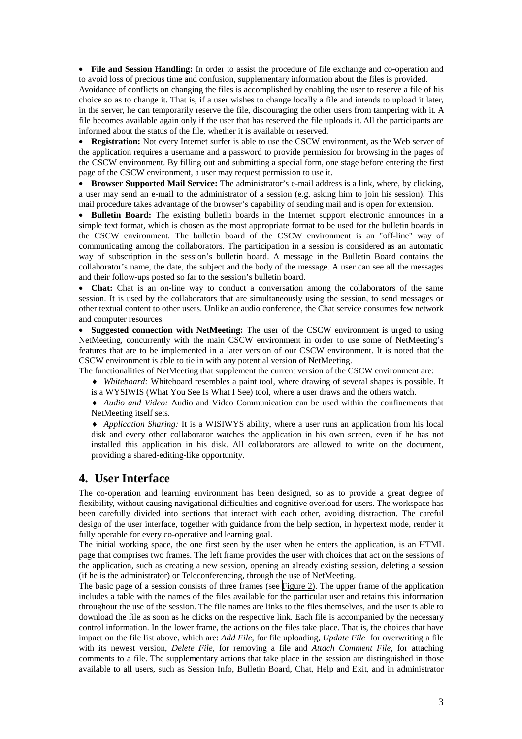- **File and Session Handling:** In order to assist the procedure of file exchange and co-operation and to avoid loss of precious time and confusion, supplementary information about the files is provided.

Avoidance of conflicts on changing the files is accomplished by enabling the user to reserve a file of his choice so as to change it. That is, if a user wishes to change locally a file and intends to upload it later, in the server, he can temporarily reserve the file, discouraging the other users from tampering with it. A file becomes available again only if the user that has reserved the file uploads it. All the participants are informed about the status of the file, whether it is available or reserved.

- **Registration:** Not every Internet surfer is able to use the CSCW environment, as the Web server of the application requires a username and a password to provide permission for browsing in the pages of the CSCW environment. By filling out and submitting a special form, one stage before entering the first page of the CSCW environment, a user may request permission to use it.
- **Browser Supported Mail Service:** The administrator's e-mail address is a link, where, by clicking, a user may send an e-mail to the administrator of a session (e.g. asking him to join his session). This mail procedure takes advantage of the browser's capability of sending mail and is open for extension.
- **Bulletin Board:** The existing bulletin boards in the Internet support electronic announces in a simple text format, which is chosen as the most appropriate format to be used for the bulletin boards in the CSCW environment. The bulletin board of the CSCW environment is an "off-line" way of communicating among the collaborators. The participation in a session is considered as an automatic way of subscription in the session's bulletin board. A message in the Bulletin Board contains the collaborator's name, the date, the subject and the body of the message. A user can see all the messages and their follow-ups posted so far to the session's bulletin board.
- **Chat:** Chat is an on-line way to conduct a conversation among the collaborators of the same session. It is used by the collaborators that are simultaneously using the session, to send messages or other textual content to other users. Unlike an audio conference, the Chat service consumes few network and computer resources.
- **Suggested connection with NetMeeting:** The user of the CSCW environment is urged to using NetMeeting, concurrently with the main CSCW environment in order to use some of NetMeeting's features that are to be implemented in a later version of our CSCW environment. It is noted that the CSCW environment is able to tie in with any potential version of NetMeeting.

The functionalities of NetMeeting that supplement the current version of the CSCW environment are:

- *Whiteboard:* Whiteboard resembles a paint tool, where drawing of several shapes is possible. It is a WYSIWIS (What You See Is What I See) tool, where a user draws and the others watch.
- *Audio and Video:* Audio and Video Communication can be used within the confinements that NetMeeting itself sets.
- *Application Sharing:* It is a WISIWYS ability, where a user runs an application from his local disk and every other collaborator watches the application in his own screen, even if he has not installed this application in his disk. All collaborators are allowed to write on the document, providing a shared-editing-like opportunity.

## 4. User Interface

The co-operation and learning environment has been designed, so as to provide a great degree of flexibility, without causing navigational difficulties and cognitive overload for users. The workspace has been carefully divided into sections that interact with each other, avoiding distraction. The careful design of the user interface, together with guidance from the help section, in hypertext mode, render it fully operable for every co-operative and learning goal.

The initial working space, the one first seen by the user when he enters the application, is an HTML page that comprises two frames. The left frame provides the user with choices that act on the sessions of the application, such as creating a new session, opening an already existing session, deleting a session (if he is the administrator) or Teleconferencing, through the use of NetMeeting.

The basic page of a session consists of three frames (see Figure 2). The upper frame of the application includes a table with the names of the files available for the particular user and retains this information throughout the use of the session. The file names are links to the files themselves, and the user is able to download the file as soon as he clicks on the respective link. Each file is accompanied by the necessary control information. In the lower frame, the actions on the files take place. That is, the choices that have impact on the file list above, which are: *Add File*, for file uploading, *Update File* for overwriting a file with its newest version, *Delete File*, for removing a file and *Attach Comment File*, for attaching comments to a file. The supplementary actions that take place in the session are distinguished in those available to all users, such as Session Info, Bulletin Board, Chat, Help and Exit, and in administrator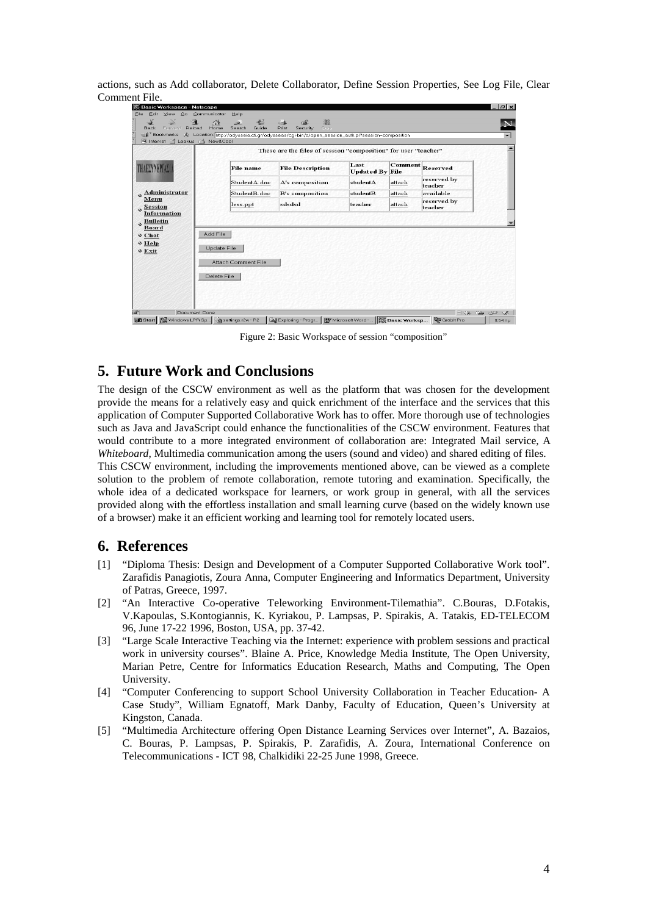actions, such as Add collaborator, Delete Collaborator, Define Session Properties, See Log File, Clear Comment File.

Figure 2: Basic Workspace of session "composition"

## 5. Future Work and Conclusions

The design of the CSCW environment as well as the platform that was chosen for the development provide the means for a relatively easy and quick enrichment of the interface and the services that this application of Computer Supported Collaborative Work has to offer. More thorough use of technologies such as Java and JavaScript could enhance the functionalities of the CSCW environment. Features that would contribute to a more integrated environment of collaboration are: Integrated Mail service, A *Whiteboard*, Multimedia communication among the users (sound and video) and shared editing of files. This CSCW environment, including the improvements mentioned above, can be viewed as a complete solution to the problem of remote collaboration, remote tutoring and examination. Specifically, the whole idea of a dedicated workspace for learners, or work group in general, with all the services provided along with the effortless installation and small learning curve (based on the widely known use of a browser) make it an efficient working and learning tool for remotely located users.

## 6. References

[1] "Diploma Thesis: Design and Development of a Computer Supported Collaborative Work tool". Zarafidis Panagiotis, Zoura Anna, Computer Engineering and Informatics Department, University of Patras, Greece, 1997.

[2] "An Interactive Co-operative Teleworking Environment-Tilemathia". C.Bouras, D.Fotakis, V.Kapoulas, S.Kontogiannis, K. Kyriakou, P. Lampsas, P. Spirakis, A. Tatakis, ED-TELECOM 96, June 17-22 1996, Boston, USA, pp. 37-42.

[3] "Large Scale Interactive Teaching via the Internet: experience with problem sessions and practical work in university courses". Blaine A. Price, Knowledge Media Institute, The Open University, Marian Petre, Centre for Informatics Education Research, Maths and Computing, The Open University.

[4] "Computer Conferencing to support School University Collaboration in Teacher Education- A Case Study", William Egnatoff, Mark Danby, Faculty of Education, Queen's University at Kingston, Canada.

[5] "Multimedia Architecture offering Open Distance Learning Services over Internet", A. Bazaios, C. Bouras, P. Lampsas, P. Spirakis, P. Zarafidis, A. Zoura, International Conference on Telecommunications - ICT 98, Chalkidiki 22-25 June 1998, Greece.